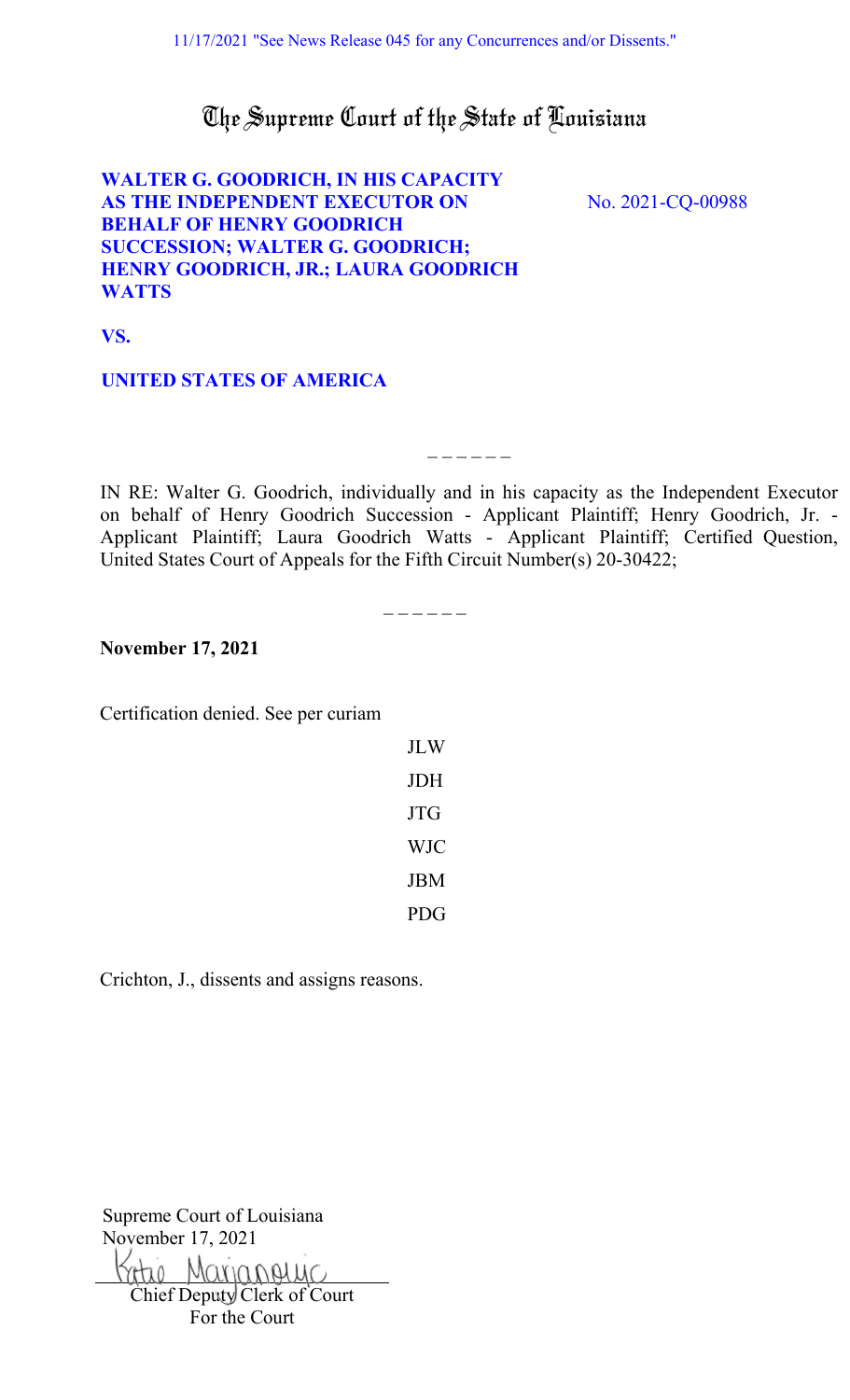11/17/2021 "See News Release 045 for any Concurrences and/or Dissents."

# The Supreme Court of the State of Louisiana

**WALTER G. GOODRICH, IN HIS CAPACITY AS THE INDEPENDENT EXECUTOR ON BEHALF OF HENRY GOODRICH SUCCESSION; WALTER G. GOODRICH; HENRY GOODRICH, JR.; LAURA GOODRICH WATTS**

No. 2021-CQ-00988

**VS.**

**UNITED STATES OF AMERICA**

– – – – – –

IN RE: Walter G. Goodrich, individually and in his capacity as the Independent Executor on behalf of Henry Goodrich Succession - Applicant Plaintiff; Henry Goodrich, Jr. - Applicant Plaintiff; Laura Goodrich Watts - Applicant Plaintiff; Certified Question, United States Court of Appeals for the Fifth Circuit Number(s) 20-30422;

– – – – – –

**November 17, 2021**

Certification denied. See per curiam

JLW

JDH

JTG

WJC

JBM

PDG

Crichton, J., dissents and assigns reasons.

Supreme Court of Louisiana
November 17, 2021

Katie Marjanovic
Chief Deputy Clerk of Court
For the Court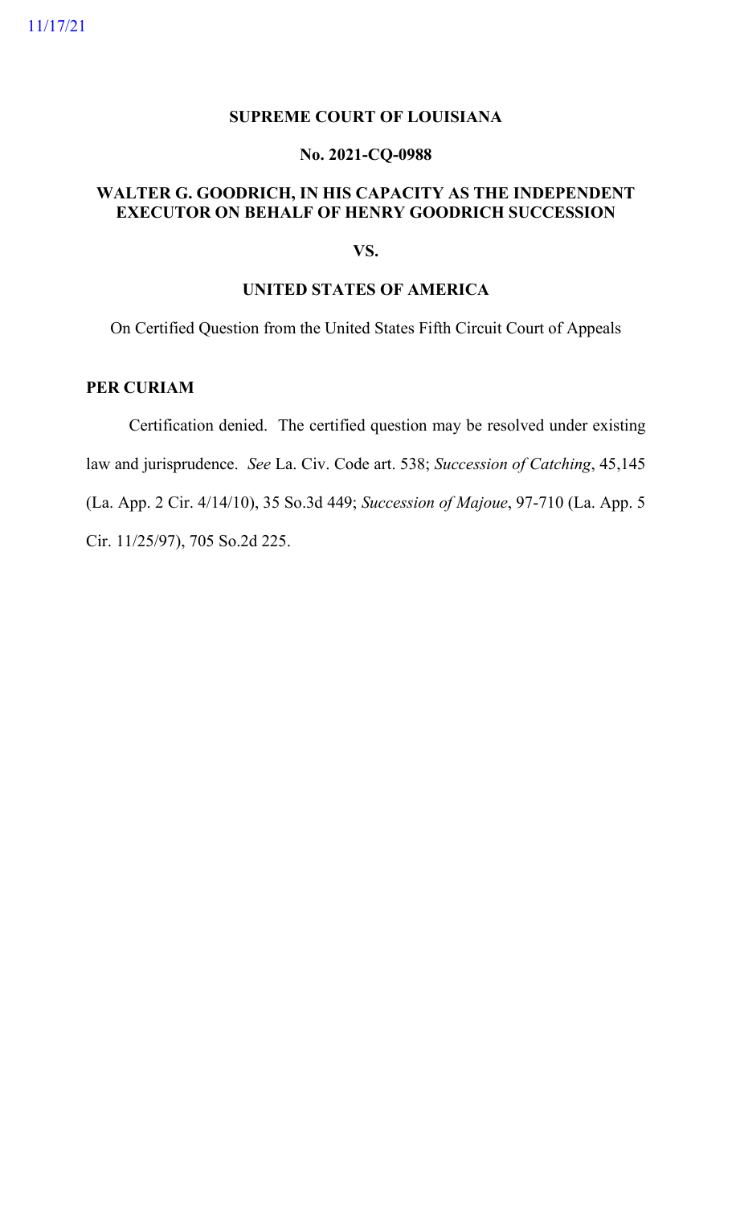11/17/21

**SUPREME COURT OF LOUISIANA**

**No. 2021-CQ-0988**

**WALTER G. GOODRICH, IN HIS CAPACITY AS THE INDEPENDENT EXECUTOR ON BEHALF OF HENRY GOODRICH SUCCESSION**

**VS.**

**UNITED STATES OF AMERICA**

On Certified Question from the United States Fifth Circuit Court of Appeals

**PER CURIAM**

Certification denied. The certified question may be resolved under existing law and jurisprudence. *See* La. Civ. Code art. 538; *Succession of Catching*, 45,145 (La. App. 2 Cir. 4/14/10), 35 So.3d 449; *Succession of Majoue*, 97-710 (La. App. 5 Cir. 11/25/97), 705 So.2d 225.